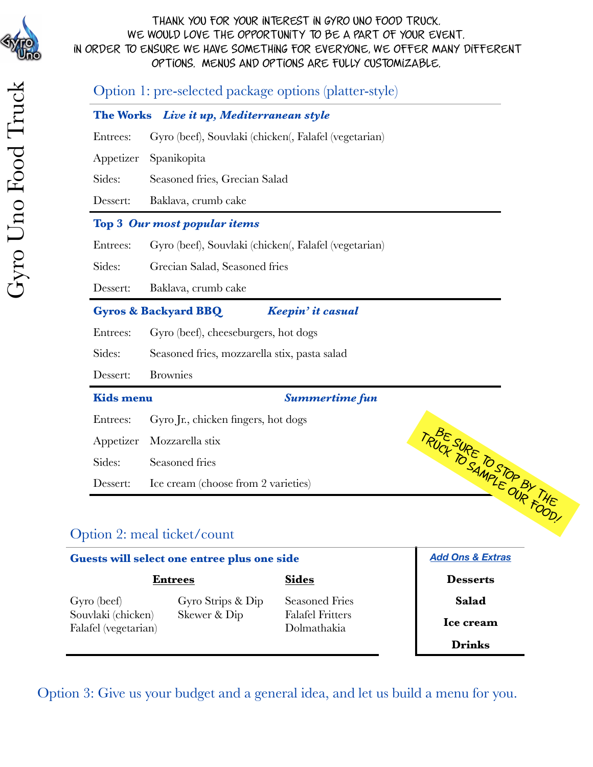# Gyro Uno Food Truck

THANK YOU FOR YOUR INTEREST IN GYRO UNO FOOD TRUCK.
WE WOULD LOVE THE OPPORTUNITY TO BE A PART OF YOUR EVENT.
IN ORDER TO ENSURE WE HAVE SOMETHING FOR EVERYONE, WE OFFER MANY DIFFERENT OPTIONS. MENUS AND OPTIONS ARE FULLY CUSTOMIZABLE.

## Option 1: pre-selected package options (platter-style)

### The Works *Live it up, Mediterranean style*

Entrees: Gyro (beef), Souvlaki (chicken(, Falafel (vegetarian)

Appetizer Spanikopita

Sides: Seasoned fries, Grecian Salad

Dessert: Baklava, crumb cake

### Top 3 *Our most popular items*

Entrees: Gyro (beef), Souvlaki (chicken(, Falafel (vegetarian)

Sides: Grecian Salad, Seasoned fries

Dessert: Baklava, crumb cake

### Gyros & Backyard BBQ *Keepin' it casual*

Entrees: Gyro (beef), cheeseburgers, hot dogs

Sides: Seasoned fries, mozzarella stix, pasta salad

Dessert: Brownies

### Kids menu *Summertime fun*

Entrees: Gyro Jr., chicken fingers, hot dogs

Appetizer Mozzarella stix

Sides: Seasoned fries

Dessert: Ice cream (choose from 2 varieties)

BE SURE TO STOP BY THE TRUCK TO SAMPLE OUR FOOD!

## Option 2: meal ticket/count

**Guests will select one entree plus one side**

| Entrees | | Sides |
|---|---|---|
| Gyro (beef) | Gyro Strips & Dip | Seasoned Fries |
| Souvlaki (chicken) | Skewer & Dip | Falafel Fritters |
| Falafel (vegetarian) | | Dolmathakia |

***Add Ons & Extras***

**Desserts**

**Salad**

**Ice cream**

**Drinks**

## Option 3: Give us your budget and a general idea, and let us build a menu for you.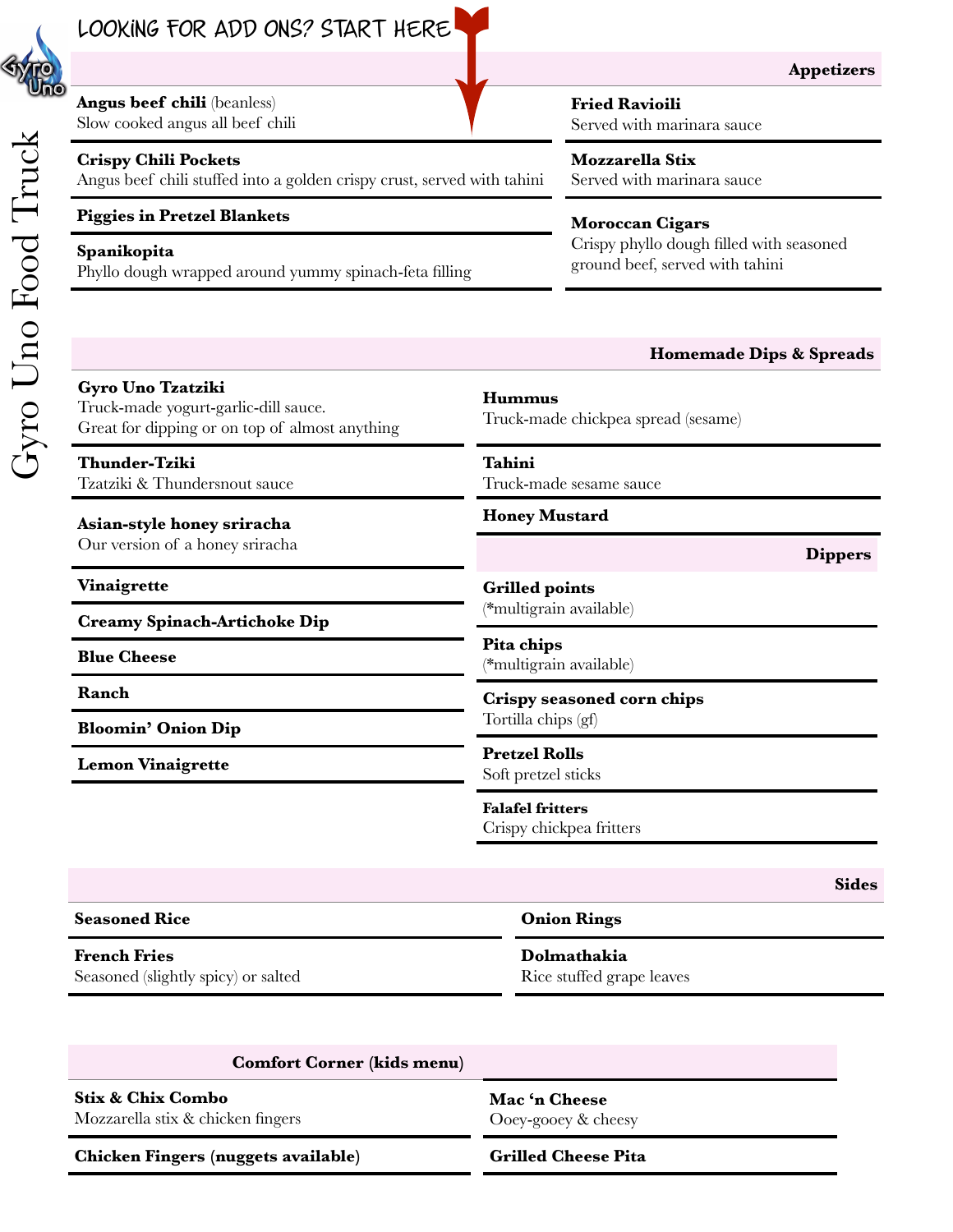# Gyro Uno Food Truck

LOOKING FOR ADD ONS? START HERE

## Appetizers

**Angus beef chili** (beanless)
Slow cooked angus all beef chili

**Crispy Chili Pockets**
Angus beef chili stuffed into a golden crispy crust, served with tahini

**Piggies in Pretzel Blankets**

**Spanikopita**
Phyllo dough wrapped around yummy spinach-feta filling

**Fried Ravioili**
Served with marinara sauce

**Mozzarella Stix**
Served with marinara sauce

**Moroccan Cigars**
Crispy phyllo dough filled with seasoned ground beef, served with tahini

## Homemade Dips & Spreads

**Gyro Uno Tzatziki**
Truck-made yogurt-garlic-dill sauce.
Great for dipping or on top of almost anything

**Thunder-Tziki**
Tzatziki & Thundersnout sauce

**Asian-style honey sriracha**
Our version of a honey sriracha

**Vinaigrette**

**Creamy Spinach-Artichoke Dip**

**Blue Cheese**

**Ranch**

**Bloomin' Onion Dip**

**Lemon Vinaigrette**

**Hummus**
Truck-made chickpea spread (sesame)

**Tahini**
Truck-made sesame sauce

**Honey Mustard**

## Dippers

**Grilled points**
(*multigrain available)

**Pita chips**
(*multigrain available)

**Crispy seasoned corn chips**
Tortilla chips (gf)

**Pretzel Rolls**
Soft pretzel sticks

**Falafel fritters**
Crispy chickpea fritters

## Sides

**Seasoned Rice**

**French Fries**
Seasoned (slightly spicy) or salted

**Onion Rings**

**Dolmathakia**
Rice stuffed grape leaves

## Comfort Corner (kids menu)

**Stix & Chix Combo**
Mozzarella stix & chicken fingers

**Chicken Fingers (nuggets available)**

**Mac 'n Cheese**
Ooey-gooey & cheesy

**Grilled Cheese Pita**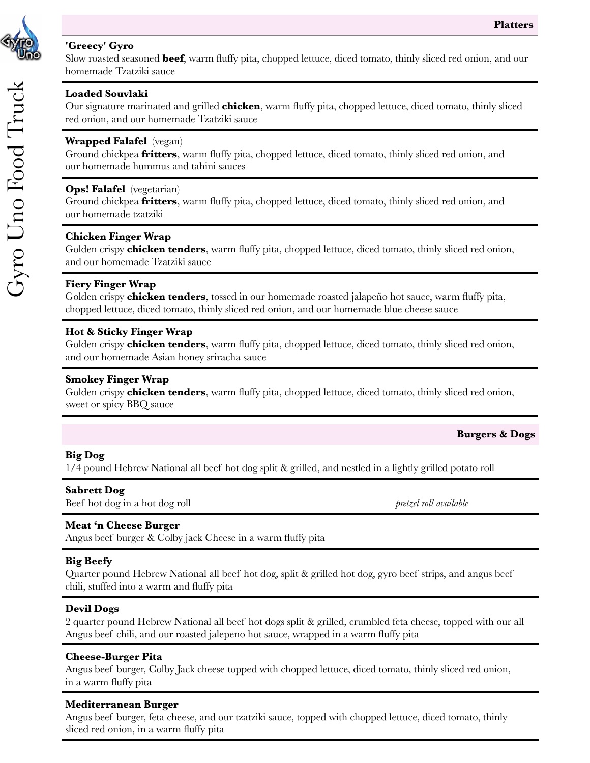# Gyro Uno Food Truck

## Platters

**'Greecy' Gyro**
Slow roasted seasoned **beef**, warm fluffy pita, chopped lettuce, diced tomato, thinly sliced red onion, and our homemade Tzatziki sauce

**Loaded Souvlaki**
Our signature marinated and grilled **chicken**, warm fluffy pita, chopped lettuce, diced tomato, thinly sliced red onion, and our homemade Tzatziki sauce

**Wrapped Falafel** (vegan)
Ground chickpea **fritters**, warm fluffy pita, chopped lettuce, diced tomato, thinly sliced red onion, and our homemade hummus and tahini sauces

**Ops! Falafel** (vegetarian)
Ground chickpea **fritters**, warm fluffy pita, chopped lettuce, diced tomato, thinly sliced red onion, and our homemade tzatziki

**Chicken Finger Wrap**
Golden crispy **chicken tenders**, warm fluffy pita, chopped lettuce, diced tomato, thinly sliced red onion, and our homemade Tzatziki sauce

**Fiery Finger Wrap**
Golden crispy **chicken tenders**, tossed in our homemade roasted jalapeño hot sauce, warm fluffy pita, chopped lettuce, diced tomato, thinly sliced red onion, and our homemade blue cheese sauce

**Hot & Sticky Finger Wrap**
Golden crispy **chicken tenders**, warm fluffy pita, chopped lettuce, diced tomato, thinly sliced red onion, and our homemade Asian honey sriracha sauce

**Smokey Finger Wrap**
Golden crispy **chicken tenders**, warm fluffy pita, chopped lettuce, diced tomato, thinly sliced red onion, sweet or spicy BBQ sauce

## Burgers & Dogs

**Big Dog**
1/4 pound Hebrew National all beef hot dog split & grilled, and nestled in a lightly grilled potato roll

**Sabrett Dog**
Beef hot dog in a hot dog roll *pretzel roll available*

**Meat 'n Cheese Burger**
Angus beef burger & Colby jack Cheese in a warm fluffy pita

**Big Beefy**
Quarter pound Hebrew National all beef hot dog, split & grilled hot dog, gyro beef strips, and angus beef chili, stuffed into a warm and fluffy pita

**Devil Dogs**
2 quarter pound Hebrew National all beef hot dogs split & grilled, crumbled feta cheese, topped with our all Angus beef chili, and our roasted jalepeno hot sauce, wrapped in a warm fluffy pita

**Cheese-Burger Pita**
Angus beef burger, Colby Jack cheese topped with chopped lettuce, diced tomato, thinly sliced red onion, in a warm fluffy pita

**Mediterranean Burger**
Angus beef burger, feta cheese, and our tzatziki sauce, toped with chopped lettuce, diced tomato, thinly sliced red onion, in a warm fluffy pita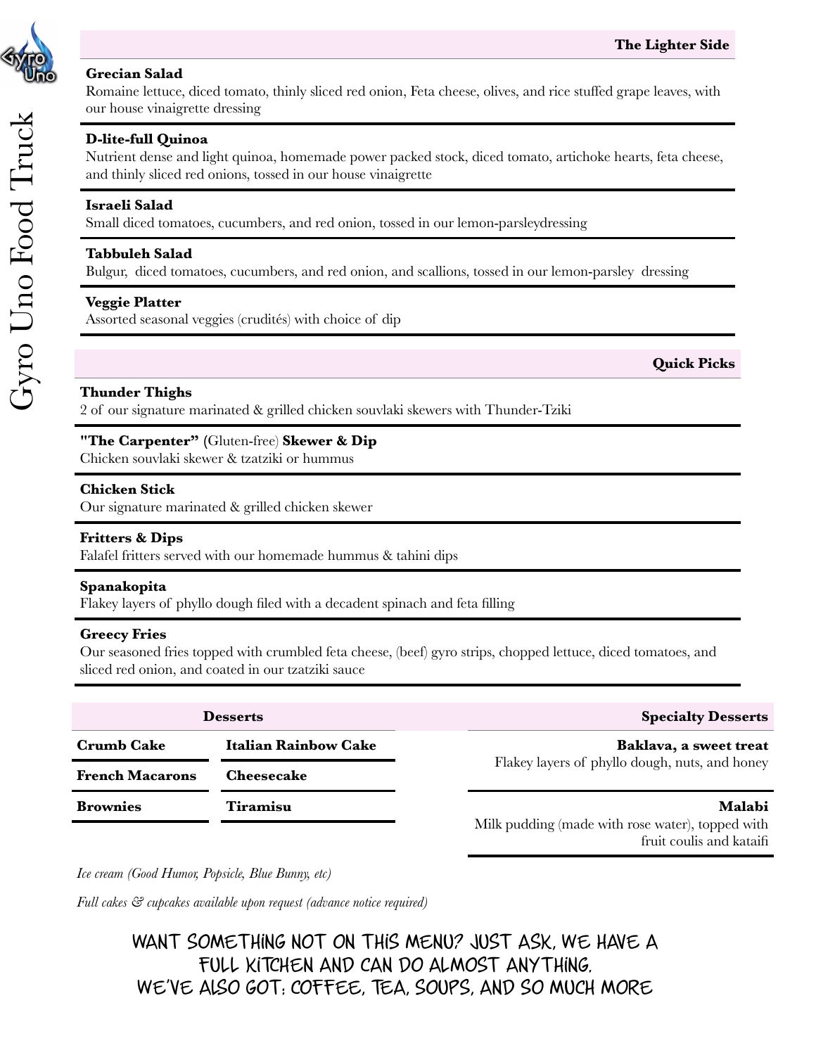Gyro Uno Food Truck

## The Lighter Side

**Grecian Salad**
Romaine lettuce, diced tomato, thinly sliced red onion, Feta cheese, olives, and rice stuffed grape leaves, with our house vinaigrette dressing

**D-lite-full Quinoa**
Nutrient dense and light quinoa, homemade power packed stock, diced tomato, artichoke hearts, feta cheese, and thinly sliced red onions, tossed in our house vinaigrette

**Israeli Salad**
Small diced tomatoes, cucumbers, and red onion, tossed in our lemon-parsleydressing

**Tabbuleh Salad**
Bulgur, diced tomatoes, cucumbers, and red onion, and scallions, tossed in our lemon-parsley dressing

**Veggie Platter**
Assorted seasonal veggies (crudités) with choice of dip

## Quick Picks

**Thunder Thighs**
2 of our signature marinated & grilled chicken souvlaki skewers with Thunder-Tziki

**"The Carpenter"** (Gluten-free) **Skewer & Dip**
Chicken souvlaki skewer & tzatziki or hummus

**Chicken Stick**
Our signature marinated & grilled chicken skewer

**Fritters & Dips**
Falafel fritters served with our homemade hummus & tahini dips

**Spanakopita**
Flakey layers of phyllo dough filed with a decadent spinach and feta filling

**Greecy Fries**
Our seasoned fries topped with crumbled feta cheese, (beef) gyro strips, chopped lettuce, diced tomatoes, and sliced red onion, and coated in our tzatziki sauce

## Desserts

| | |
|---|---|
| **Crumb Cake** | **Italian Rainbow Cake** |
| **French Macarons** | **Cheesecake** |
| **Brownies** | **Tiramisu** |

## Specialty Desserts

**Baklava, a sweet treat**
Flakey layers of phyllo dough, nuts, and honey

**Malabi**
Milk pudding (made with rose water), topped with fruit coulis and kataifi

*Ice cream (Good Humor, Popsicle, Blue Bunny, etc)*

*Full cakes & cupcakes available upon request (advance notice required)*

WANT SOMETHING NOT ON THIS MENU? JUST ASK, WE HAVE A FULL KITCHEN AND CAN DO ALMOST ANYTHING.
WE'VE ALSO GOT: COFFEE, TEA, SOUPS, AND SO MUCH MORE